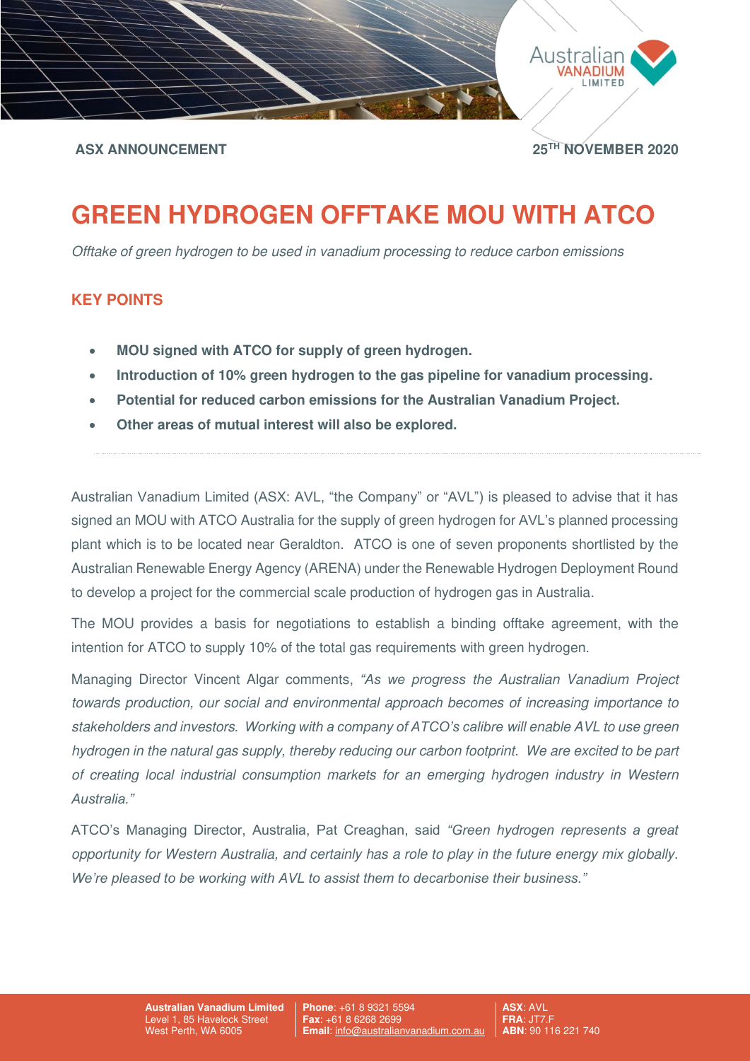**ASX ANNOUNCEMENT** **25TH NOVEMBER 2020**

# GREEN HYDROGEN OFFTAKE MOU WITH ATCO

*Offtake of green hydrogen to be used in vanadium processing to reduce carbon emissions*

## KEY POINTS

- **MOU signed with ATCO for supply of green hydrogen.**
- **Introduction of 10% green hydrogen to the gas pipeline for vanadium processing.**
- **Potential for reduced carbon emissions for the Australian Vanadium Project.**
- **Other areas of mutual interest will also be explored.**

---

Australian Vanadium Limited (ASX: AVL, "the Company" or "AVL") is pleased to advise that it has signed an MOU with ATCO Australia for the supply of green hydrogen for AVL's planned processing plant which is to be located near Geraldton. ATCO is one of seven proponents shortlisted by the Australian Renewable Energy Agency (ARENA) under the Renewable Hydrogen Deployment Round to develop a project for the commercial scale production of hydrogen gas in Australia.

The MOU provides a basis for negotiations to establish a binding offtake agreement, with the intention for ATCO to supply 10% of the total gas requirements with green hydrogen.

Managing Director Vincent Algar comments, *"As we progress the Australian Vanadium Project towards production, our social and environmental approach becomes of increasing importance to stakeholders and investors. Working with a company of ATCO's calibre will enable AVL to use green hydrogen in the natural gas supply, thereby reducing our carbon footprint. We are excited to be part of creating local industrial consumption markets for an emerging hydrogen industry in Western Australia."*

ATCO's Managing Director, Australia, Pat Creaghan, said *"Green hydrogen represents a great opportunity for Western Australia, and certainly has a role to play in the future energy mix globally. We're pleased to be working with AVL to assist them to decarbonise their business."*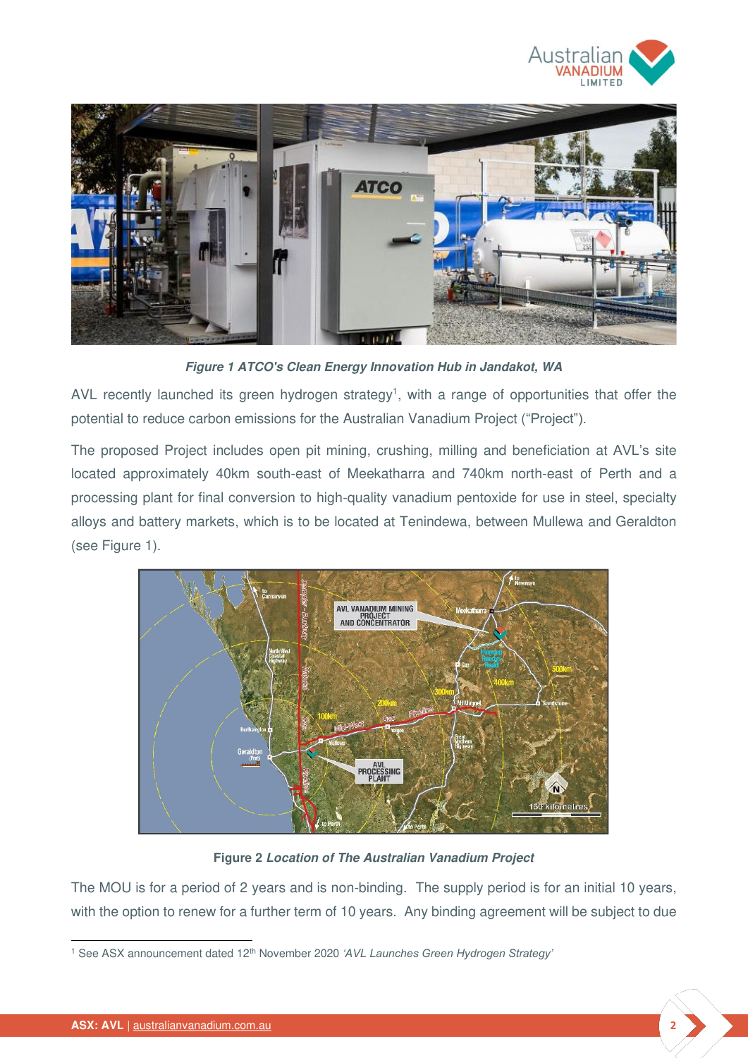*Figure 1 ATCO's Clean Energy Innovation Hub in Jandakot, WA*

AVL recently launched its green hydrogen strategy[1], with a range of opportunities that offer the potential to reduce carbon emissions for the Australian Vanadium Project ("Project").

The proposed Project includes open pit mining, crushing, milling and beneficiation at AVL's site located approximately 40km south-east of Meekatharra and 740km north-east of Perth and a processing plant for final conversion to high-quality vanadium pentoxide for use in steel, specialty alloys and battery markets, which is to be located at Tenindewa, between Mullewa and Geraldton (see Figure 1).

Figure 2 *Location of The Australian Vanadium Project*

The MOU is for a period of 2 years and is non-binding. The supply period is for an initial 10 years, with the option to renew for a further term of 10 years. Any binding agreement will be subject to due

[1] See ASX announcement dated 12th November 2020 *'AVL Launches Green Hydrogen Strategy'*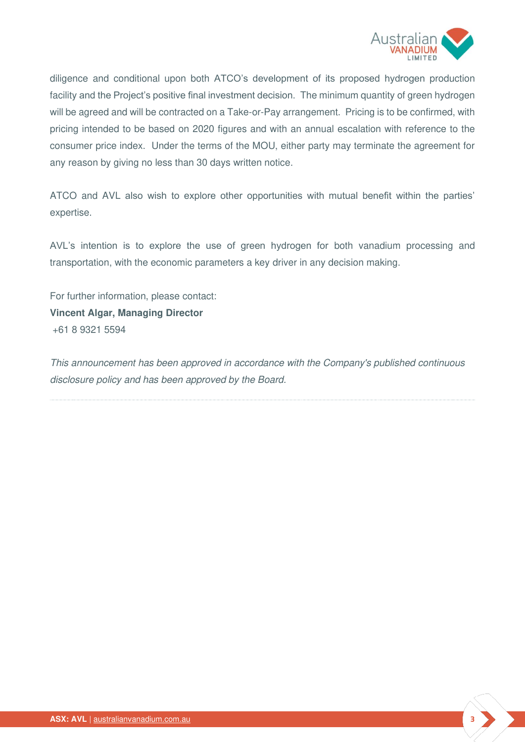diligence and conditional upon both ATCO's development of its proposed hydrogen production facility and the Project's positive final investment decision. The minimum quantity of green hydrogen will be agreed and will be contracted on a Take-or-Pay arrangement. Pricing is to be confirmed, with pricing intended to be based on 2020 figures and with an annual escalation with reference to the consumer price index. Under the terms of the MOU, either party may terminate the agreement for any reason by giving no less than 30 days written notice.

ATCO and AVL also wish to explore other opportunities with mutual benefit within the parties' expertise.

AVL's intention is to explore the use of green hydrogen for both vanadium processing and transportation, with the economic parameters a key driver in any decision making.

For further information, please contact:
**Vincent Algar, Managing Director**
+61 8 9321 5594

*This announcement has been approved in accordance with the Company's published continuous disclosure policy and has been approved by the Board.*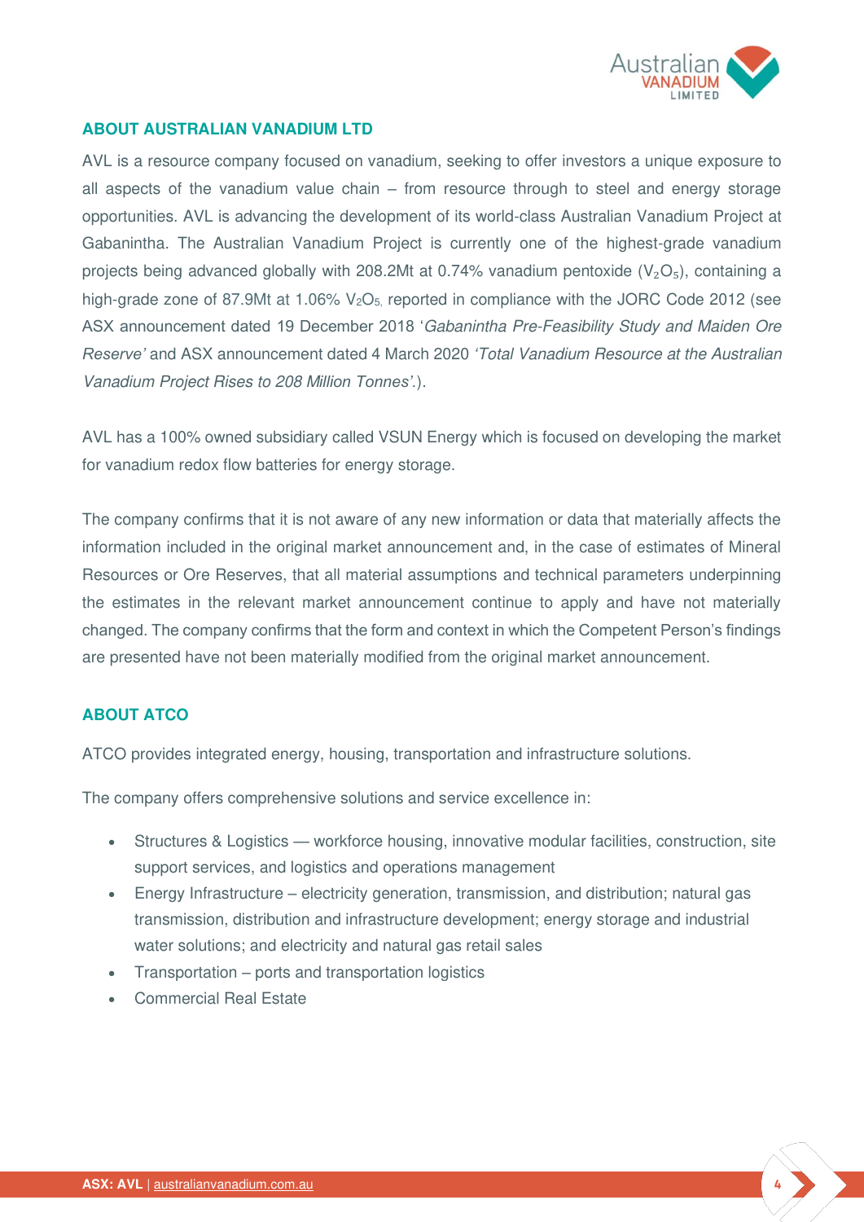## ABOUT AUSTRALIAN VANADIUM LTD

AVL is a resource company focused on vanadium, seeking to offer investors a unique exposure to all aspects of the vanadium value chain – from resource through to steel and energy storage opportunities. AVL is advancing the development of its world-class Australian Vanadium Project at Gabanintha. The Australian Vanadium Project is currently one of the highest-grade vanadium projects being advanced globally with 208.2Mt at 0.74% vanadium pentoxide ($V_2O_5$), containing a high-grade zone of 87.9Mt at 1.06% $V_2O_5$, reported in compliance with the JORC Code 2012 (see ASX announcement dated 19 December 2018 '*Gabanintha Pre-Feasibility Study and Maiden Ore Reserve*' and ASX announcement dated 4 March 2020 *'Total Vanadium Resource at the Australian Vanadium Project Rises to 208 Million Tonnes'*.).

AVL has a 100% owned subsidiary called VSUN Energy which is focused on developing the market for vanadium redox flow batteries for energy storage.

The company confirms that it is not aware of any new information or data that materially affects the information included in the original market announcement and, in the case of estimates of Mineral Resources or Ore Reserves, that all material assumptions and technical parameters underpinning the estimates in the relevant market announcement continue to apply and have not materially changed. The company confirms that the form and context in which the Competent Person's findings are presented have not been materially modified from the original market announcement.

## ABOUT ATCO

ATCO provides integrated energy, housing, transportation and infrastructure solutions.

The company offers comprehensive solutions and service excellence in:

- Structures & Logistics — workforce housing, innovative modular facilities, construction, site support services, and logistics and operations management
- Energy Infrastructure – electricity generation, transmission, and distribution; natural gas transmission, distribution and infrastructure development; energy storage and industrial water solutions; and electricity and natural gas retail sales
- Transportation – ports and transportation logistics
- Commercial Real Estate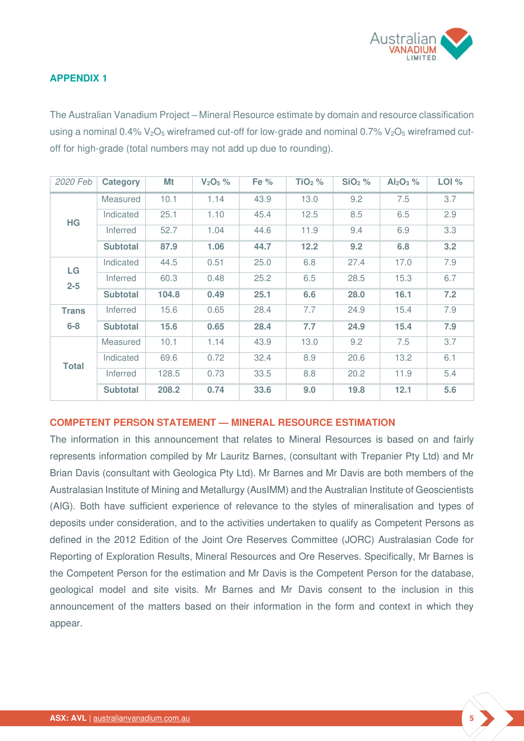## APPENDIX 1

The Australian Vanadium Project – Mineral Resource estimate by domain and resource classification using a nominal 0.4% $V_2O_5$ wireframed cut-off for low-grade and nominal 0.7% $V_2O_5$ wireframed cut-off for high-grade (total numbers may not add up due to rounding).

| *2020 Feb* | Category | Mt | $V_2O_5$ % | Fe % | $TiO_2$ % | $SiO_2$ % | $Al_2O_3$ % | LOI % |
|---|---|---|---|---|---|---|---|---|
| **HG** | Measured | 10.1 | 1.14 | 43.9 | 13.0 | 9.2 | 7.5 | 3.7 |
| | Indicated | 25.1 | 1.10 | 45.4 | 12.5 | 8.5 | 6.5 | 2.9 |
| | Inferred | 52.7 | 1.04 | 44.6 | 11.9 | 9.4 | 6.9 | 3.3 |
| | **Subtotal** | **87.9** | **1.06** | **44.7** | **12.2** | **9.2** | **6.8** | **3.2** |
| **LG 2-5** | Indicated | 44.5 | 0.51 | 25.0 | 6.8 | 27.4 | 17.0 | 7.9 |
| | Inferred | 60.3 | 0.48 | 25.2 | 6.5 | 28.5 | 15.3 | 6.7 |
| | **Subtotal** | **104.8** | **0.49** | **25.1** | **6.6** | **28.0** | **16.1** | **7.2** |
| **Trans 6-8** | Inferred | 15.6 | 0.65 | 28.4 | 7.7 | 24.9 | 15.4 | 7.9 |
| | **Subtotal** | **15.6** | **0.65** | **28.4** | **7.7** | **24.9** | **15.4** | **7.9** |
| **Total** | Measured | 10.1 | 1.14 | 43.9 | 13.0 | 9.2 | 7.5 | 3.7 |
| | Indicated | 69.6 | 0.72 | 32.4 | 8.9 | 20.6 | 13.2 | 6.1 |
| | Inferred | 128.5 | 0.73 | 33.5 | 8.8 | 20.2 | 11.9 | 5.4 |
| | **Subtotal** | **208.2** | **0.74** | **33.6** | **9.0** | **19.8** | **12.1** | **5.6** |

## COMPETENT PERSON STATEMENT — MINERAL RESOURCE ESTIMATION

The information in this announcement that relates to Mineral Resources is based on and fairly represents information compiled by Mr Lauritz Barnes, (consultant with Trepanier Pty Ltd) and Mr Brian Davis (consultant with Geologica Pty Ltd). Mr Barnes and Mr Davis are both members of the Australasian Institute of Mining and Metallurgy (AusIMM) and the Australian Institute of Geoscientists (AIG). Both have sufficient experience of relevance to the styles of mineralisation and types of deposits under consideration, and to the activities undertaken to qualify as Competent Persons as defined in the 2012 Edition of the Joint Ore Reserves Committee (JORC) Australasian Code for Reporting of Exploration Results, Mineral Resources and Ore Reserves. Specifically, Mr Barnes is the Competent Person for the estimation and Mr Davis is the Competent Person for the database, geological model and site visits. Mr Barnes and Mr Davis consent to the inclusion in this announcement of the matters based on their information in the form and context in which they appear.